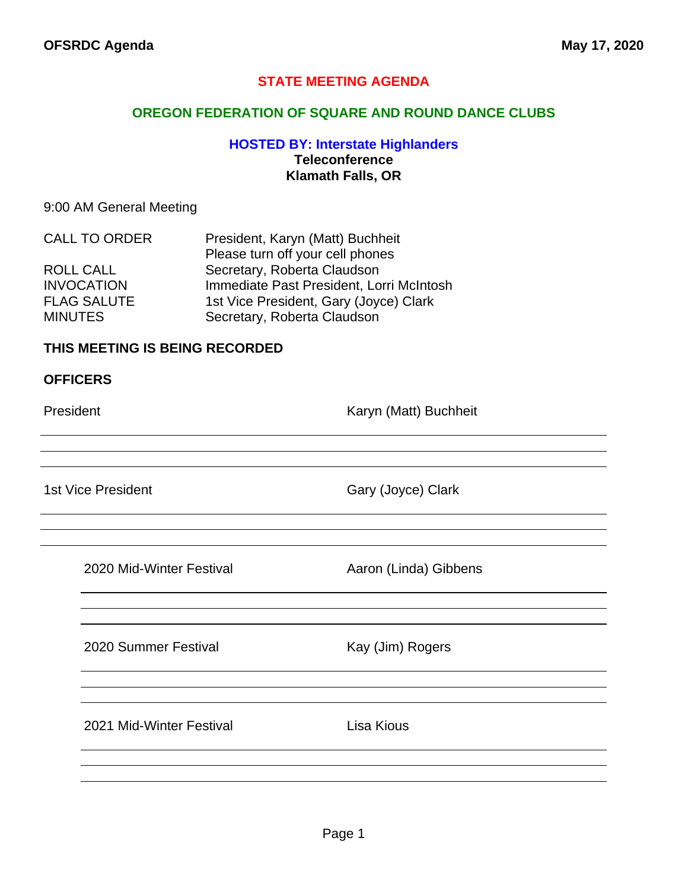# STATE MEETING AGENDA

## OREGON FEDERATION OF SQUARE AND ROUND DANCE CLUBS

### HOSTED BY: Interstate Highlanders

**Teleconference**
**Klamath Falls, OR**

9:00 AM General Meeting

| | |
|---|---|
| CALL TO ORDER | President, Karyn (Matt) Buchheit<br>Please turn off your cell phones |
| ROLL CALL | Secretary, Roberta Claudson |
| INVOCATION | Immediate Past President, Lorri McIntosh |
| FLAG SALUTE | 1st Vice President, Gary (Joyce) Clark |
| MINUTES | Secretary, Roberta Claudson |

**THIS MEETING IS BEING RECORDED**

**OFFICERS**

President — Karyn (Matt) Buchheit

1st Vice President — Gary (Joyce) Clark

- 2020 Mid-Winter Festival — Aaron (Linda) Gibbens
- 2020 Summer Festival — Kay (Jim) Rogers
- 2021 Mid-Winter Festival — Lisa Kious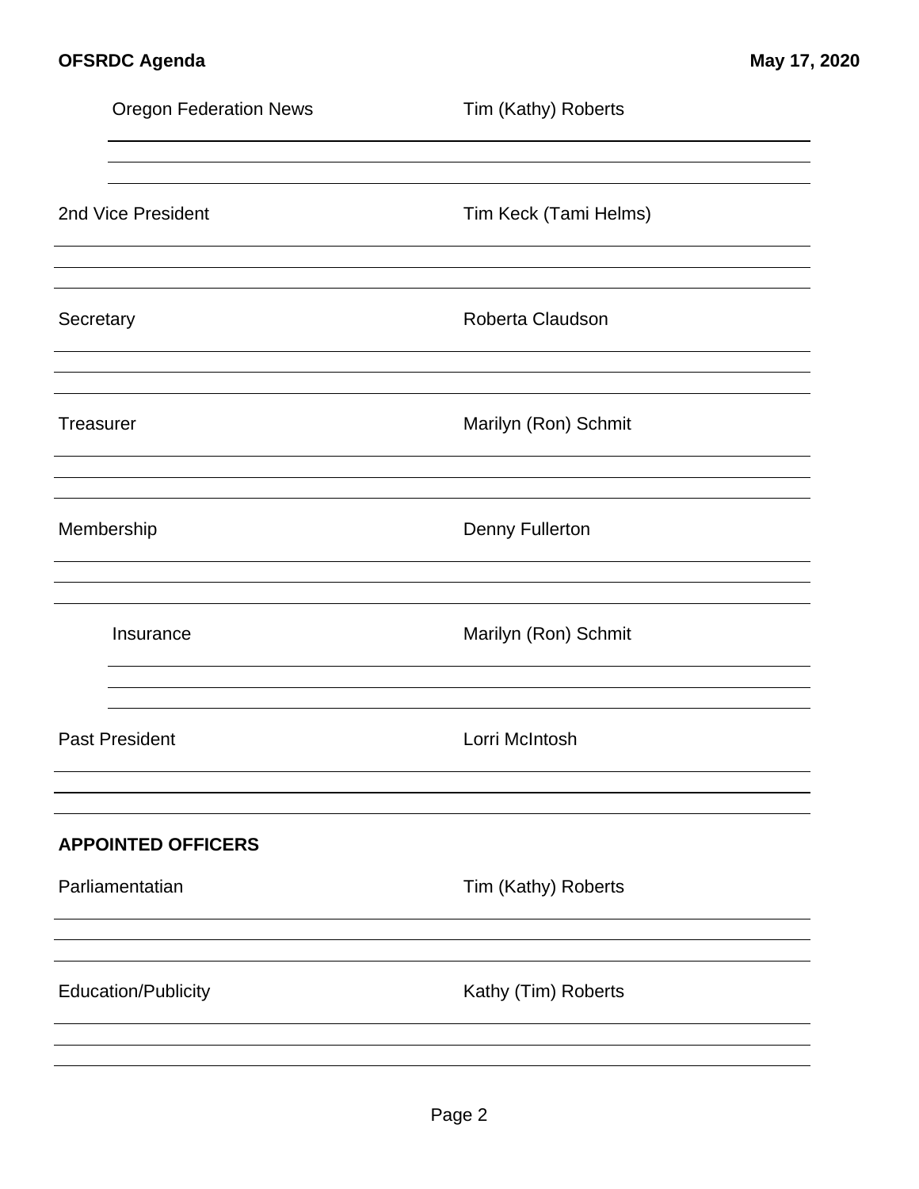Oregon Federation News — Tim (Kathy) Roberts

2nd Vice President — Tim Keck (Tami Helms)

Secretary — Roberta Claudson

Treasurer — Marilyn (Ron) Schmit

Membership — Denny Fullerton

Insurance — Marilyn (Ron) Schmit

Past President — Lorri McIntosh

**APPOINTED OFFICERS**

Parliamentatian — Tim (Kathy) Roberts

Education/Publicity — Kathy (Tim) Roberts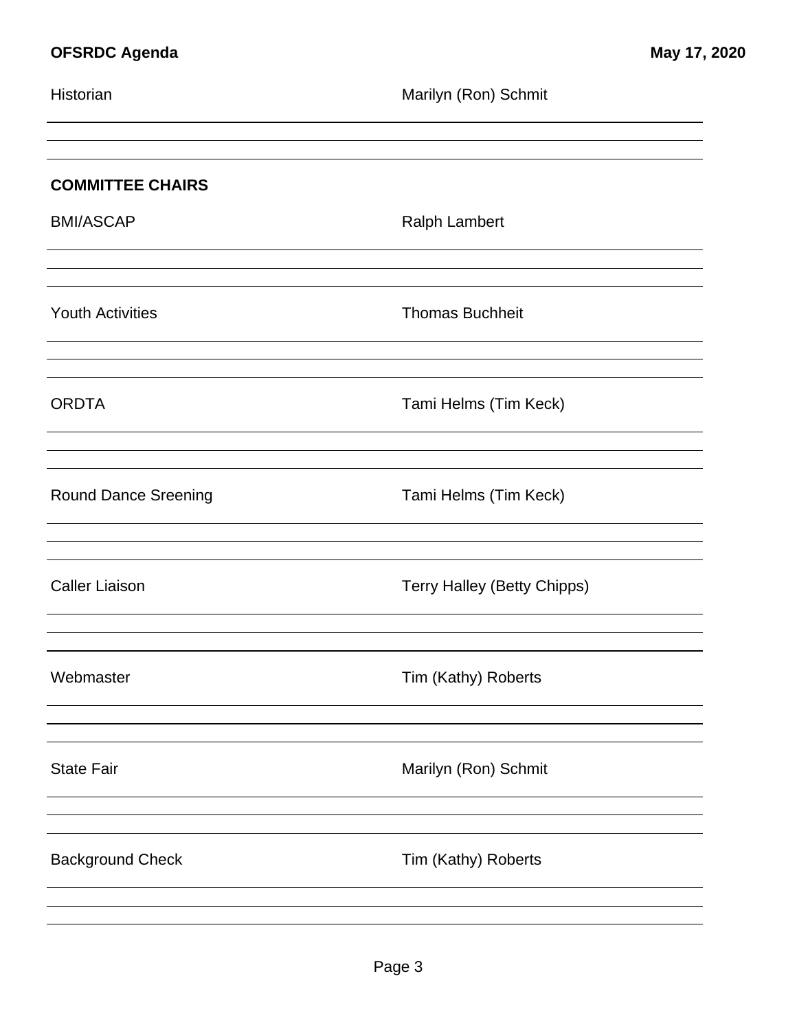Historian — Marilyn (Ron) Schmit

## COMMITTEE CHAIRS

BMI/ASCAP — Ralph Lambert

Youth Activities — Thomas Buchheit

ORDTA — Tami Helms (Tim Keck)

Round Dance Sreening — Tami Helms (Tim Keck)

Caller Liaison — Terry Halley (Betty Chipps)

Webmaster — Tim (Kathy) Roberts

State Fair — Marilyn (Ron) Schmit

Background Check — Tim (Kathy) Roberts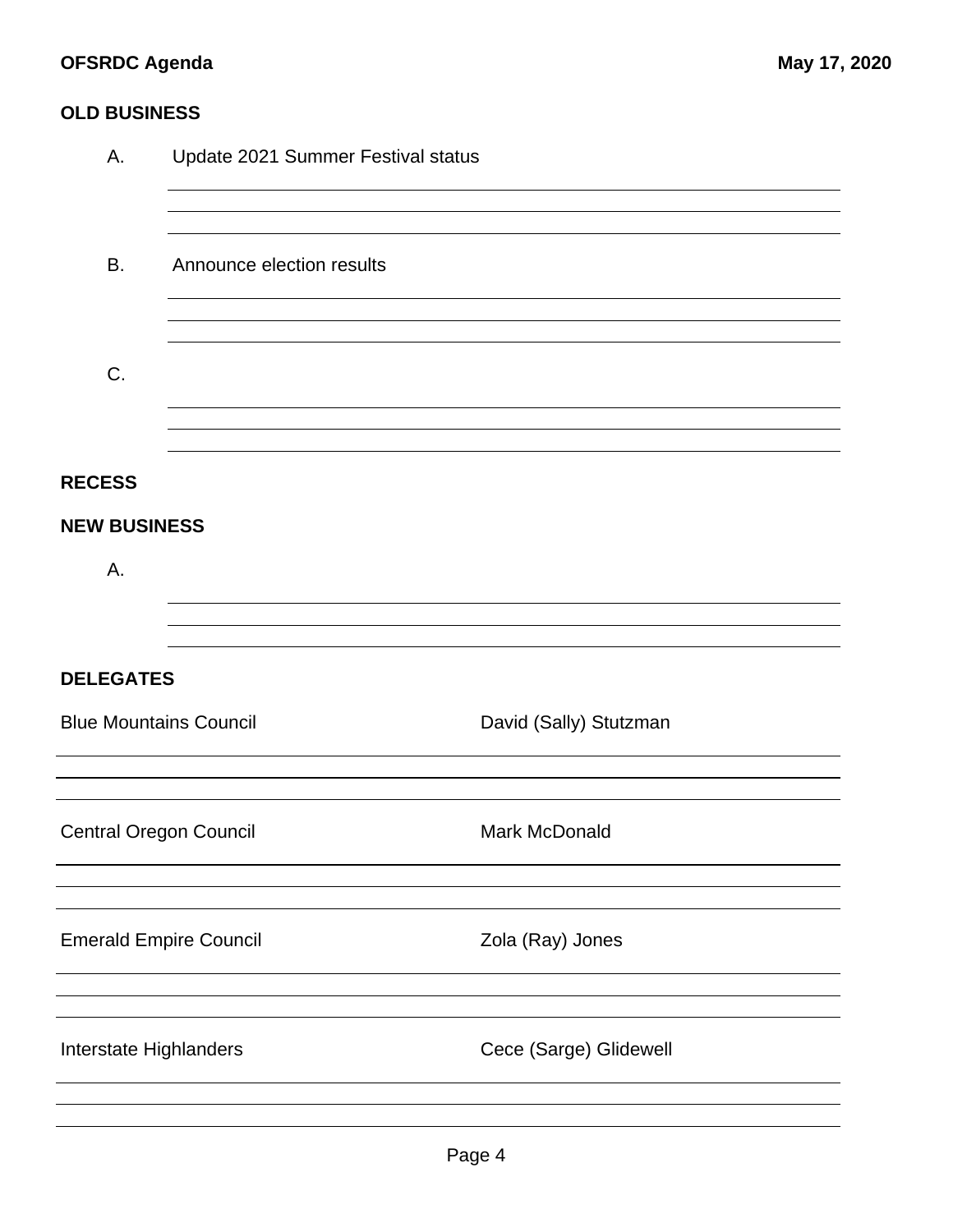## OLD BUSINESS

A. Update 2021 Summer Festival status

B. Announce election results

C.

## RECESS

## NEW BUSINESS

A.

## DELEGATES

| Council | Delegate |
| --- | --- |
| Blue Mountains Council | David (Sally) Stutzman |
| Central Oregon Council | Mark McDonald |
| Emerald Empire Council | Zola (Ray) Jones |
| Interstate Highlanders | Cece (Sarge) Glidewell |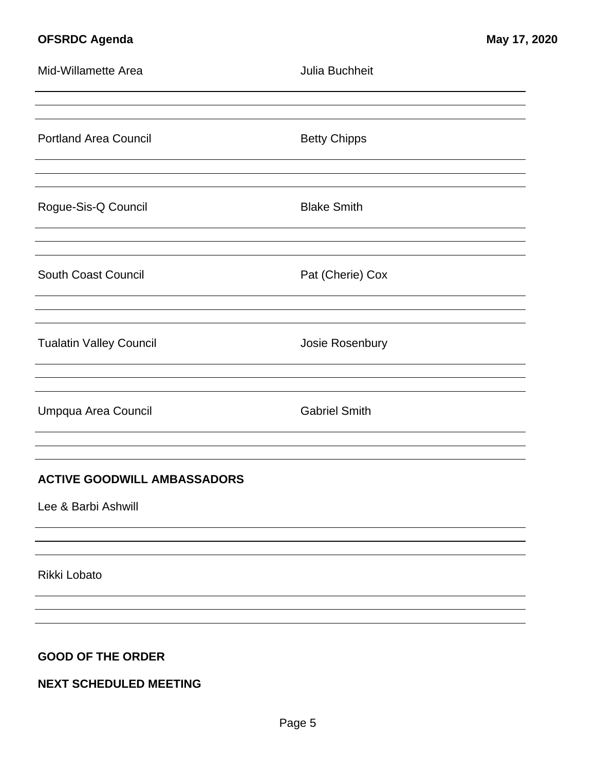Mid-Willamette Area — Julia Buchheit

Portland Area Council — Betty Chipps

Rogue-Sis-Q Council — Blake Smith

South Coast Council — Pat (Cherie) Cox

Tualatin Valley Council — Josie Rosenbury

Umpqua Area Council — Gabriel Smith

**ACTIVE GOODWILL AMBASSADORS**

Lee & Barbi Ashwill

Rikki Lobato

**GOOD OF THE ORDER**

**NEXT SCHEDULED MEETING**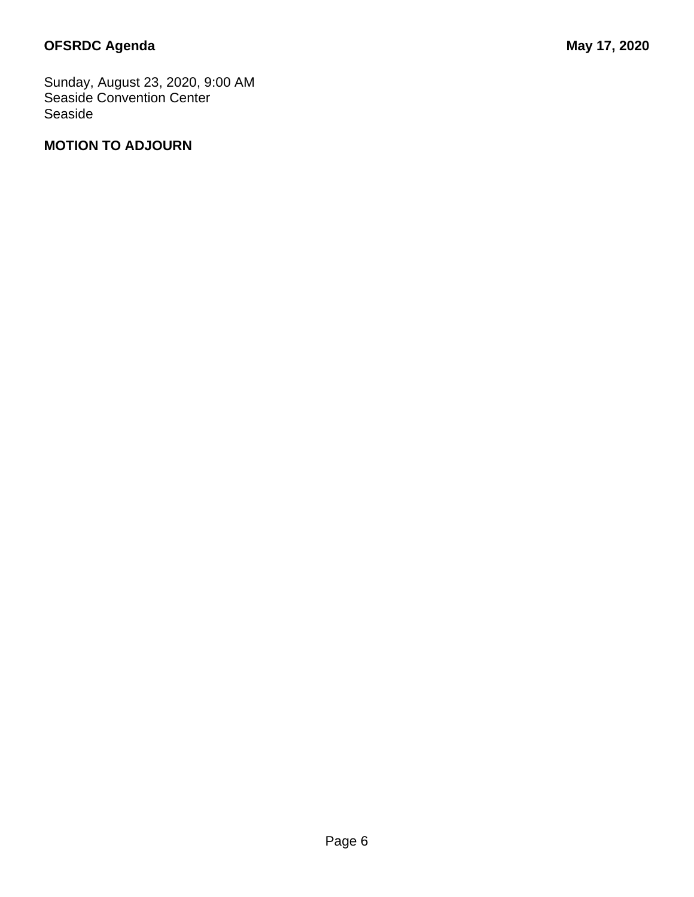Sunday, August 23, 2020, 9:00 AM
Seaside Convention Center
Seaside

**MOTION TO ADJOURN**